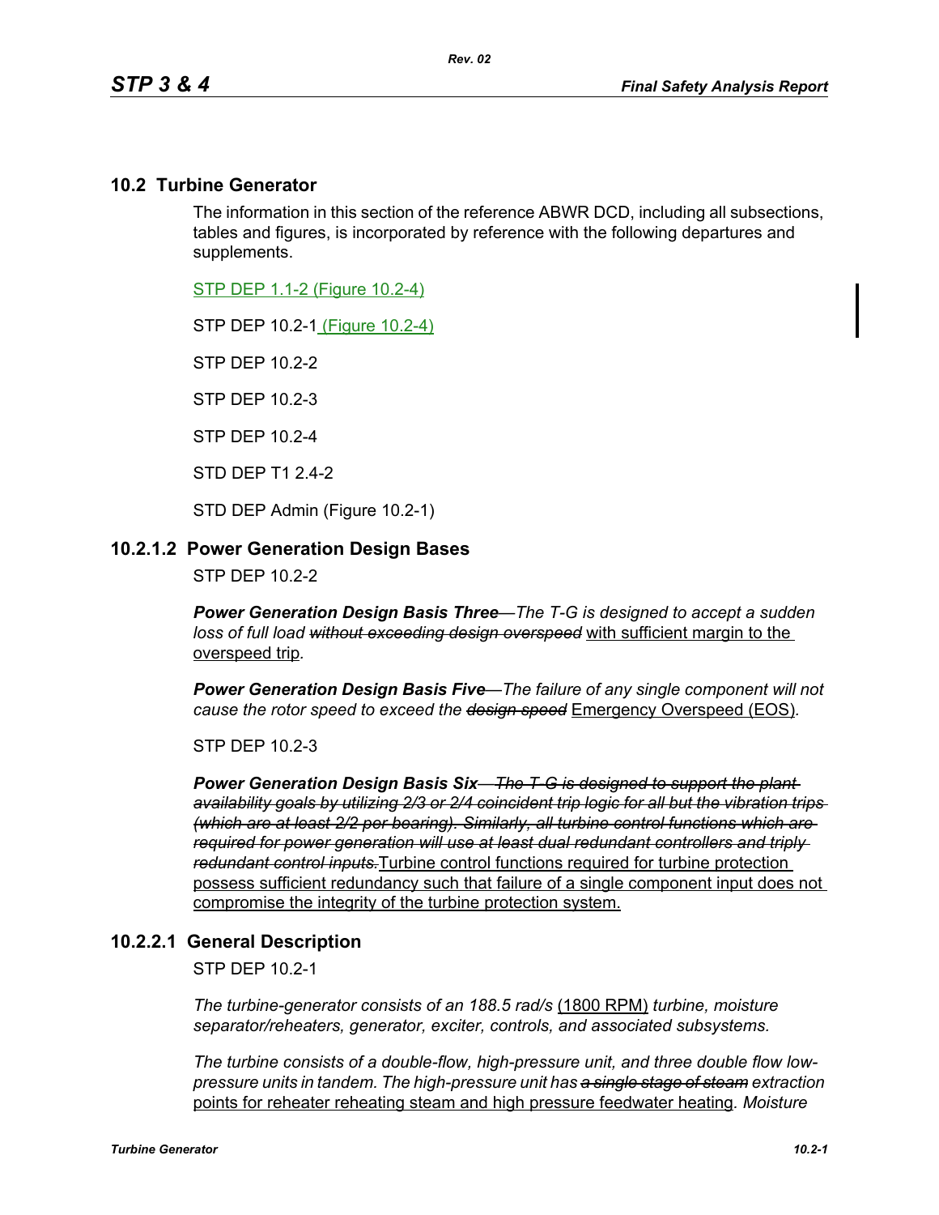## 10.2 Turbine Generator

The information in this section of the reference ABWR DCD, including all subsections, tables and figures, is incorporated by reference with the following departures and supplements.

STP DEP 1.1-2 (Figure 10.2-4)

STP DEP 10.2-1 (Figure 10.2-4)

STP DEP 10.2-2

STP DEP 10.2-3

STP DEP 10.2-4

STD DEP T1 2.4-2

STD DEP Admin (Figure 10.2-1)

### 10.2.1.2 Power Generation Design Bases

STP DEP 10.2-2

***Power Generation Design Basis Three****—The T-G is designed to accept a sudden loss of full load ~~without exceeding design overspeed~~* with sufficient margin to the overspeed trip*.*

***Power Generation Design Basis Five****—The failure of any single component will not cause the rotor speed to exceed the ~~design speed~~* Emergency Overspeed (EOS)*.*

STP DEP 10.2-3

***Power Generation Design Basis Six****~~—The T-G is designed to support the plant availability goals by utilizing 2/3 or 2/4 coincident trip logic for all but the vibration trips (which are at least 2/2 per bearing). Similarly, all turbine control functions which are required for power generation will use at least dual redundant controllers and triply redundant control inputs.~~* Turbine control functions required for turbine protection possess sufficient redundancy such that failure of a single component input does not compromise the integrity of the turbine protection system.

### 10.2.2.1 General Description

STP DEP 10.2-1

*The turbine-generator consists of an 188.5 rad/s* (1800 RPM) *turbine, moisture separator/reheaters, generator, exciter, controls, and associated subsystems.*

*The turbine consists of a double-flow, high-pressure unit, and three double flow low-pressure units in tandem. The high-pressure unit has ~~a single stage of steam~~ extraction* points for reheater reheating steam and high pressure feedwater heating*. Moisture*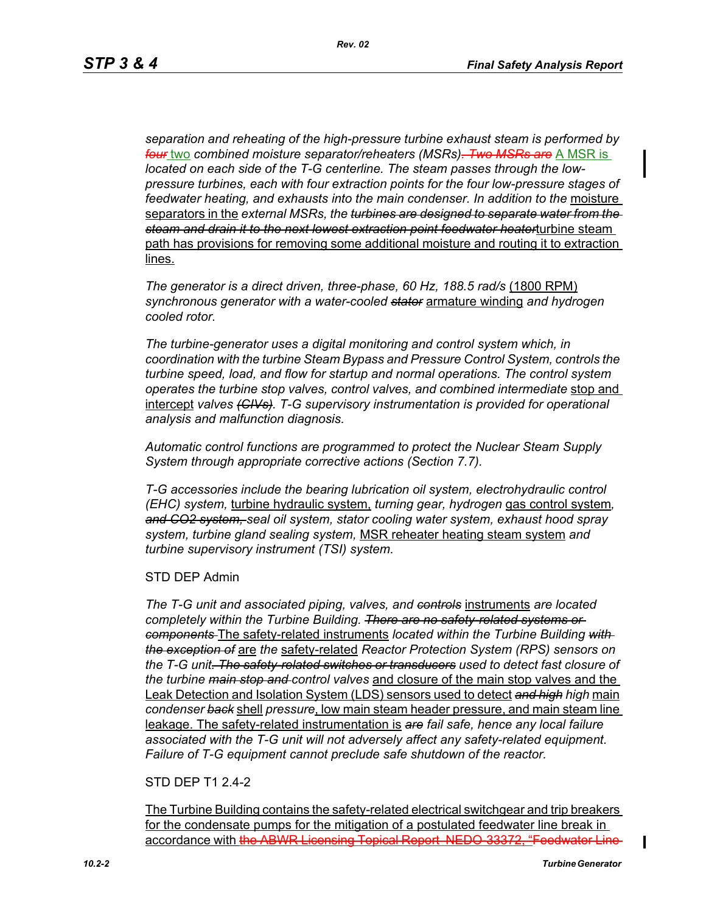*separation and reheating of the high-pressure turbine exhaust steam is performed by ~~four~~ two combined moisture separator/reheaters (MSRs)~~. Two MSRs are~~ A MSR is located on each side of the T-G centerline. The steam passes through the low-pressure turbines, each with four extraction points for the four low-pressure stages of feedwater heating, and exhausts into the main condenser. In addition to the* moisture separators in the *external MSRs, the ~~turbines are designed to separate water from the steam and drain it to the next lowest extraction point feedwater heater~~*turbine steam path has provisions for removing some additional moisture and routing it to extraction lines.

*The generator is a direct driven, three-phase, 60 Hz, 188.5 rad/s* (1800 RPM) *synchronous generator with a water-cooled ~~stator~~* armature winding *and hydrogen cooled rotor.*

*The turbine-generator uses a digital monitoring and control system which, in coordination with the turbine Steam Bypass and Pressure Control System, controls the turbine speed, load, and flow for startup and normal operations. The control system operates the turbine stop valves, control valves, and combined intermediate* stop and intercept *valves ~~(CIVs)~~. T-G supervisory instrumentation is provided for operational analysis and malfunction diagnosis.*

*Automatic control functions are programmed to protect the Nuclear Steam Supply System through appropriate corrective actions (Section 7.7).*

*T-G accessories include the bearing lubrication oil system, electrohydraulic control (EHC) system,* turbine hydraulic system, *turning gear, hydrogen* gas control system*, ~~and CO2 system,~~ seal oil system, stator cooling water system, exhaust hood spray system, turbine gland sealing system,* MSR reheater heating steam system *and turbine supervisory instrument (TSI) system.*

STD DEP Admin

*The T-G unit and associated piping, valves, and ~~controls~~* instruments *are located completely within the Turbine Building. ~~There are no safety-related systems or components~~* The safety-related instruments *located within the Turbine Building ~~with the exception of~~* are *the* safety-related *Reactor Protection System (RPS) sensors on the T-G unit~~. The safety-related switches or transducers~~ used to detect fast closure of the turbine ~~main stop and~~ control valves* and closure of the main stop valves and the Leak Detection and Isolation System (LDS) sensors used to detect *~~and high~~ high* main *condenser ~~back~~* shell *pressure*, low main steam header pressure, and main steam line leakage. The safety-related instrumentation is *~~are~~ fail safe, hence any local failure associated with the T-G unit will not adversely affect any safety-related equipment. Failure of T-G equipment cannot preclude safe shutdown of the reactor.*

STD DEP T1 2.4-2

The Turbine Building contains the safety-related electrical switchgear and trip breakers for the condensate pumps for the mitigation of a postulated feedwater line break in accordance with ~~the ABWR Licensing Topical Report NEDO-33372, "Feedwater Line~~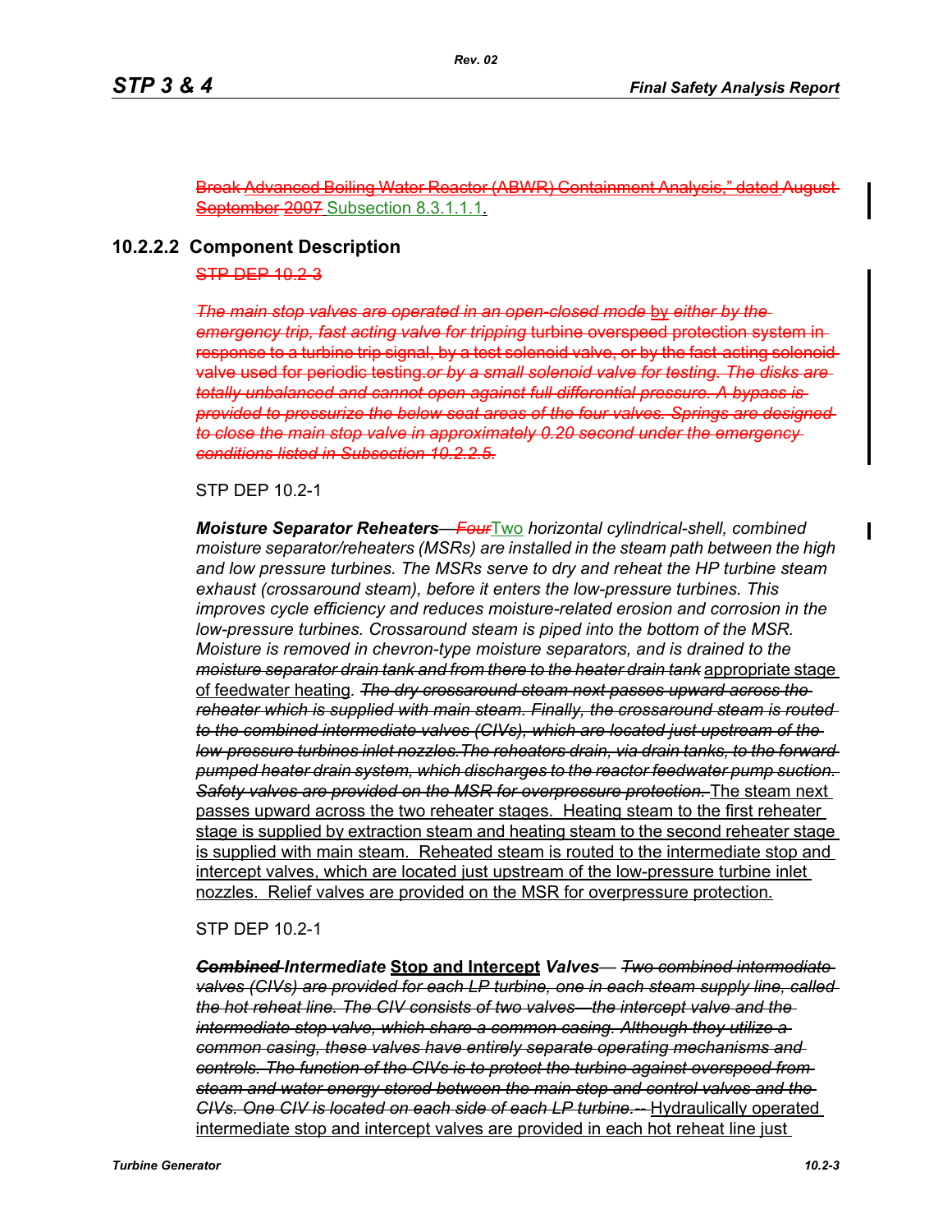~~Break Advanced Boiling Water Reactor (ABWR) Containment Analysis," dated August September 2007~~ Subsection 8.3.1.1.1.

### 10.2.2.2 Component Description

~~STP DEP 10.2-3~~

~~*The main stop valves are operated in an open-closed mode*~~ by ~~*either by the emergency trip, fast acting valve for tripping*~~ ~~turbine overspeed protection system in response to a turbine trip signal, by a test solenoid valve, or by the fast-acting solenoid valve used for periodic testing.~~~~*or by a small solenoid valve for testing. The disks are totally unbalanced and cannot open against full differential pressure. A bypass is provided to pressurize the below seat areas of the four valves. Springs are designed to close the main stop valve in approximately 0.20 second under the emergency conditions listed in Subsection 10.2.2.5.*~~

STP DEP 10.2-1

***Moisture Separator Reheaters*** ~~*— Four*~~Two *horizontal cylindrical-shell, combined moisture separator/reheaters (MSRs) are installed in the steam path between the high and low pressure turbines. The MSRs serve to dry and reheat the HP turbine steam exhaust (crossaround steam), before it enters the low-pressure turbines. This improves cycle efficiency and reduces moisture-related erosion and corrosion in the low-pressure turbines. Crossaround steam is piped into the bottom of the MSR. Moisture is removed in chevron-type moisture separators, and is drained to the* ~~*moisture separator drain tank and from there to the heater drain tank*~~ appropriate stage of feedwater heating*.* ~~*The dry crossaround steam next passes upward across the reheater which is supplied with main steam. Finally, the crossaround steam is routed to the combined intermediate valves (CIVs), which are located just upstream of the low-pressure turbines inlet nozzles.The reheaters drain, via drain tanks, to the forward pumped heater drain system, which discharges to the reactor feedwater pump suction. Safety valves are provided on the MSR for overpressure protection.*~~ The steam next passes upward across the two reheater stages. Heating steam to the first reheater stage is supplied by extraction steam and heating steam to the second reheater stage is supplied with main steam. Reheated steam is routed to the intermediate stop and intercept valves, which are located just upstream of the low-pressure turbine inlet nozzles. Relief valves are provided on the MSR for overpressure protection.

STP DEP 10.2-1

~~***Combined***~~ ***Intermediate*** **Stop and Intercept** ***Valves*** *—* ~~*Two combined intermediate valves (CIVs) are provided for each LP turbine, one in each steam supply line, called the hot reheat line. The CIV consists of two valves—the intercept valve and the intermediate stop valve, which share a common casing. Although they utilize a common casing, these valves have entirely separate operating mechanisms and controls. The function of the CIVs is to protect the turbine against overspeed from steam and water energy stored between the main stop and control valves and the CIVs. One CIV is located on each side of each LP turbine.--*~~ Hydraulically operated intermediate stop and intercept valves are provided in each hot reheat line just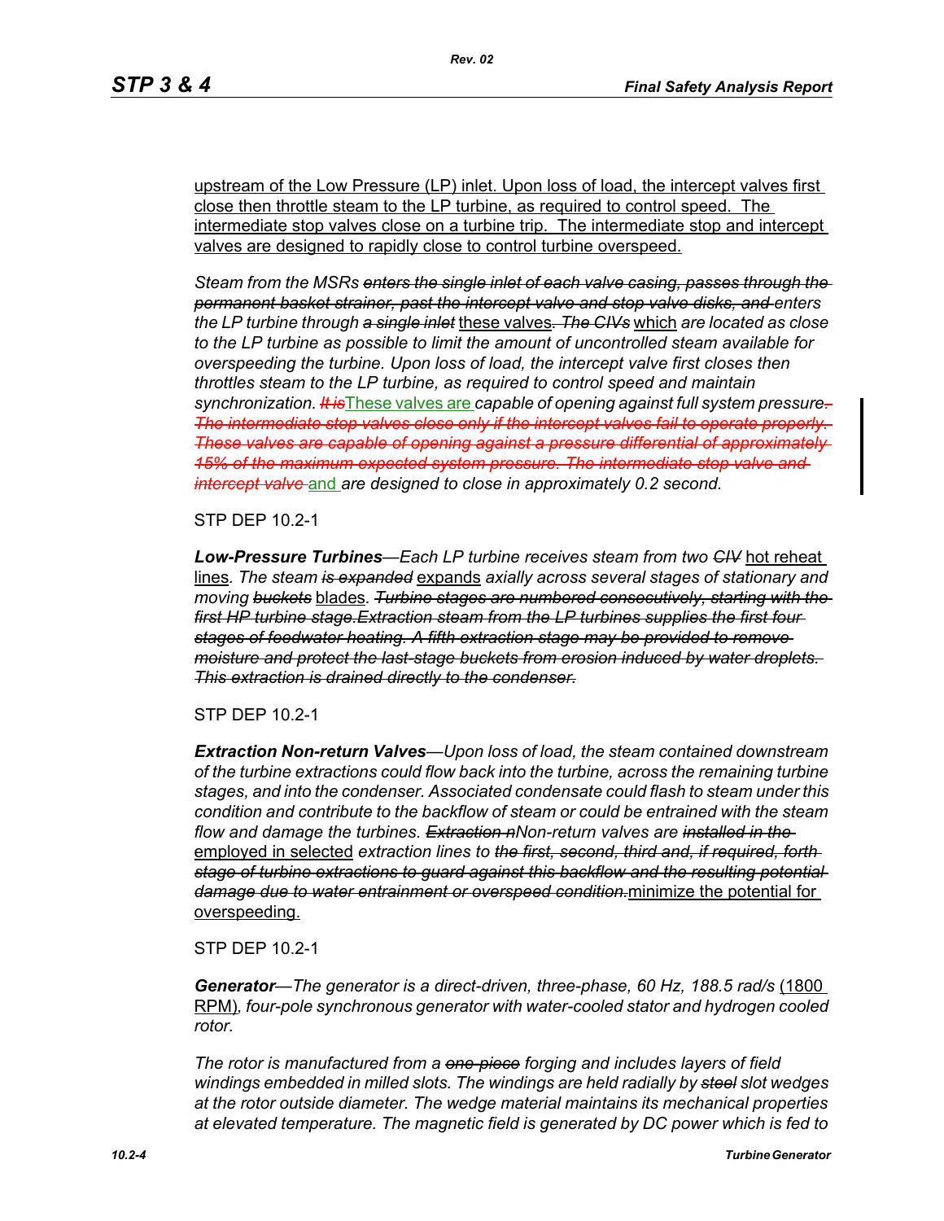upstream of the Low Pressure (LP) inlet. Upon loss of load, the intercept valves first close then throttle steam to the LP turbine, as required to control speed. The intermediate stop valves close on a turbine trip. The intermediate stop and intercept valves are designed to rapidly close to control turbine overspeed.

*Steam from the MSRs ~~enters the single inlet of each valve casing, passes through the permanent basket strainer, past the intercept valve and stop valve disks, and~~ enters the LP turbine through ~~a single inlet~~* these valves*~~. The CIVs~~* which *are located as close to the LP turbine as possible to limit the amount of uncontrolled steam available for overspeeding the turbine. Upon loss of load, the intercept valve first closes then throttles steam to the LP turbine, as required to control speed and maintain synchronization. ~~It is~~*These valves are *capable of opening against full system pressure~~. The intermediate stop valves close only if the intercept valves fail to operate properly. These valves are capable of opening against a pressure differential of approximately 15% of the maximum expected system pressure. The intermediate stop valve and intercept valve~~* and *are designed to close in approximately 0.2 second.*

STP DEP 10.2-1

***Low-Pressure Turbines****—Each LP turbine receives steam from two ~~CIV~~* hot reheat lines*. The steam ~~is expanded~~* expands *axially across several stages of stationary and moving ~~buckets~~* blades*. ~~Turbine stages are numbered consecutively, starting with the first HP turbine stage.Extraction steam from the LP turbines supplies the first four stages of feedwater heating. A fifth extraction stage may be provided to remove moisture and protect the last-stage buckets from erosion induced by water droplets. This extraction is drained directly to the condenser.~~*

STP DEP 10.2-1

***Extraction Non-return Valves****—Upon loss of load, the steam contained downstream of the turbine extractions could flow back into the turbine, across the remaining turbine stages, and into the condenser. Associated condensate could flash to steam under this condition and contribute to the backflow of steam or could be entrained with the steam flow and damage the turbines. ~~Extraction n~~Non-return valves are ~~installed in the~~* employed in selected *extraction lines to ~~the first, second, third and, if required, forth stage of turbine extractions to guard against this backflow and the resulting potential damage due to water entrainment or overspeed condition.~~*minimize the potential for overspeeding.

STP DEP 10.2-1

***Generator****—The generator is a direct-driven, three-phase, 60 Hz, 188.5 rad/s* (1800 RPM)*, four-pole synchronous generator with water-cooled stator and hydrogen cooled rotor.*

*The rotor is manufactured from a ~~one-piece~~ forging and includes layers of field windings embedded in milled slots. The windings are held radially by ~~steel~~ slot wedges at the rotor outside diameter. The wedge material maintains its mechanical properties at elevated temperature. The magnetic field is generated by DC power which is fed to*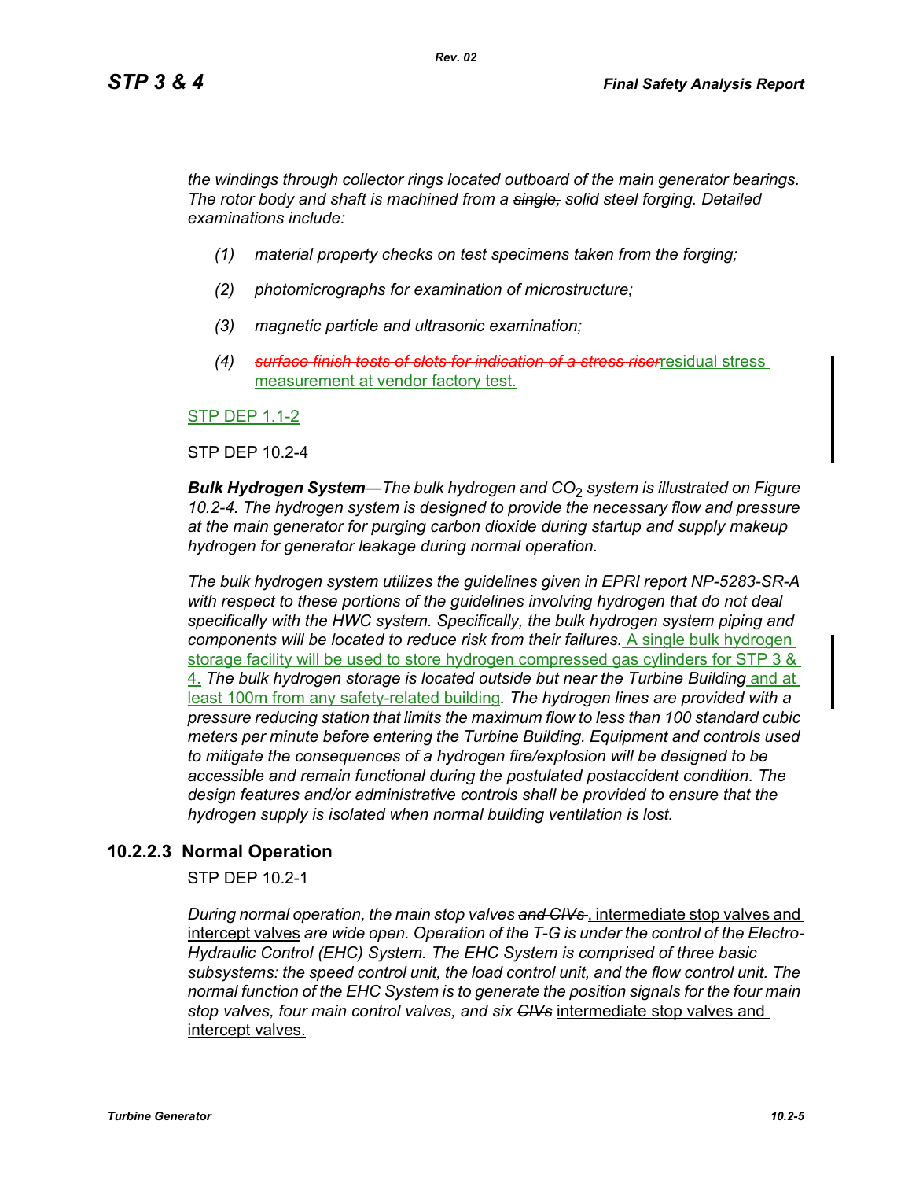*the windings through collector rings located outboard of the main generator bearings. The rotor body and shaft is machined from a ~~single,~~ solid steel forging. Detailed examinations include:*

*(1) material property checks on test specimens taken from the forging;*

*(2) photomicrographs for examination of microstructure;*

*(3) magnetic particle and ultrasonic examination;*

*(4) ~~surface finish tests of slots for indication of a stress riser~~*residual stress measurement at vendor factory test.

STP DEP 1.1-2

STP DEP 10.2-4

***Bulk Hydrogen System**—The bulk hydrogen and $CO_2$ system is illustrated on Figure 10.2-4. The hydrogen system is designed to provide the necessary flow and pressure at the main generator for purging carbon dioxide during startup and supply makeup hydrogen for generator leakage during normal operation.*

*The bulk hydrogen system utilizes the guidelines given in EPRI report NP-5283-SR-A with respect to these portions of the guidelines involving hydrogen that do not deal specifically with the HWC system. Specifically, the bulk hydrogen system piping and components will be located to reduce risk from their failures.* A single bulk hydrogen storage facility will be used to store hydrogen compressed gas cylinders for STP 3 & 4. *The bulk hydrogen storage is located outside ~~but near~~ the Turbine Building* and at least 100m from any safety-related building*. The hydrogen lines are provided with a pressure reducing station that limits the maximum flow to less than 100 standard cubic meters per minute before entering the Turbine Building. Equipment and controls used to mitigate the consequences of a hydrogen fire/explosion will be designed to be accessible and remain functional during the postulated postaccident condition. The design features and/or administrative controls shall be provided to ensure that the hydrogen supply is isolated when normal building ventilation is lost.*

### 10.2.2.3 Normal Operation

STP DEP 10.2-1

*During normal operation, the main stop valves ~~and CIVs~~*, intermediate stop valves and intercept valves *are wide open. Operation of the T-G is under the control of the Electro-Hydraulic Control (EHC) System. The EHC System is comprised of three basic subsystems: the speed control unit, the load control unit, and the flow control unit. The normal function of the EHC System is to generate the position signals for the four main stop valves, four main control valves, and six ~~CIVs~~* intermediate stop valves and intercept valves.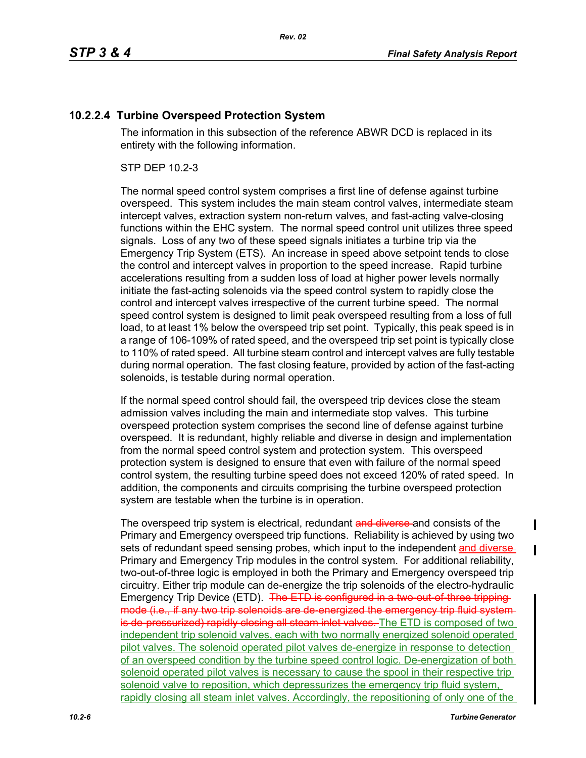### 10.2.2.4 Turbine Overspeed Protection System

The information in this subsection of the reference ABWR DCD is replaced in its entirety with the following information.

STP DEP 10.2-3

The normal speed control system comprises a first line of defense against turbine overspeed. This system includes the main steam control valves, intermediate steam intercept valves, extraction system non-return valves, and fast-acting valve-closing functions within the EHC system. The normal speed control unit utilizes three speed signals. Loss of any two of these speed signals initiates a turbine trip via the Emergency Trip System (ETS). An increase in speed above setpoint tends to close the control and intercept valves in proportion to the speed increase. Rapid turbine accelerations resulting from a sudden loss of load at higher power levels normally initiate the fast-acting solenoids via the speed control system to rapidly close the control and intercept valves irrespective of the current turbine speed. The normal speed control system is designed to limit peak overspeed resulting from a loss of full load, to at least 1% below the overspeed trip set point. Typically, this peak speed is in a range of 106-109% of rated speed, and the overspeed trip set point is typically close to 110% of rated speed. All turbine steam control and intercept valves are fully testable during normal operation. The fast closing feature, provided by action of the fast-acting solenoids, is testable during normal operation.

If the normal speed control should fail, the overspeed trip devices close the steam admission valves including the main and intermediate stop valves. This turbine overspeed protection system comprises the second line of defense against turbine overspeed. It is redundant, highly reliable and diverse in design and implementation from the normal speed control system and protection system. This overspeed protection system is designed to ensure that even with failure of the normal speed control system, the resulting turbine speed does not exceed 120% of rated speed. In addition, the components and circuits comprising the turbine overspeed protection system are testable when the turbine is in operation.

The overspeed trip system is electrical, redundant ~~and diverse~~ and consists of the Primary and Emergency overspeed trip functions. Reliability is achieved by using two sets of redundant speed sensing probes, which input to the independent ~~and diverse~~ Primary and Emergency Trip modules in the control system. For additional reliability, two-out-of-three logic is employed in both the Primary and Emergency overspeed trip circuitry. Either trip module can de-energize the trip solenoids of the electro-hydraulic Emergency Trip Device (ETD). ~~The ETD is configured in a two-out-of-three tripping mode (i.e., if any two trip solenoids are de-energized the emergency trip fluid system is de-pressurized) rapidly closing all steam inlet valves.~~ <u>The ETD is composed of two independent trip solenoid valves, each with two normally energized solenoid operated pilot valves. The solenoid operated pilot valves de-energize in response to detection of an overspeed condition by the turbine speed control logic. De-energization of both solenoid operated pilot valves is necessary to cause the spool in their respective trip solenoid valve to reposition, which depressurizes the emergency trip fluid system, rapidly closing all steam inlet valves. Accordingly, the repositioning of only one of the</u>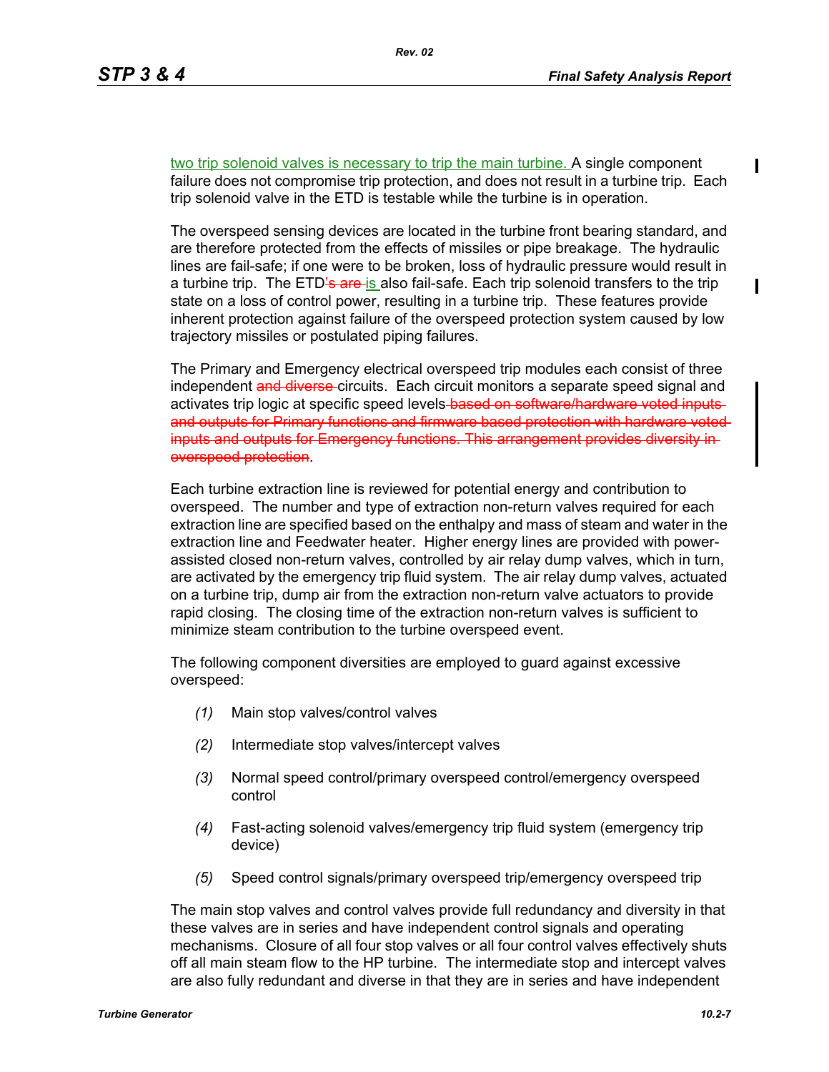two trip solenoid valves is necessary to trip the main turbine. A single component failure does not compromise trip protection, and does not result in a turbine trip. Each trip solenoid valve in the ETD is testable while the turbine is in operation.

The overspeed sensing devices are located in the turbine front bearing standard, and are therefore protected from the effects of missiles or pipe breakage. The hydraulic lines are fail-safe; if one were to be broken, loss of hydraulic pressure would result in a turbine trip. The ETD~~'s are~~ is also fail-safe. Each trip solenoid transfers to the trip state on a loss of control power, resulting in a turbine trip. These features provide inherent protection against failure of the overspeed protection system caused by low trajectory missiles or postulated piping failures.

The Primary and Emergency electrical overspeed trip modules each consist of three independent ~~and diverse~~ circuits. Each circuit monitors a separate speed signal and activates trip logic at specific speed levels ~~based on software/hardware voted inputs and outputs for Primary functions and firmware based protection with hardware voted inputs and outputs for Emergency functions. This arrangement provides diversity in overspeed protection~~.

Each turbine extraction line is reviewed for potential energy and contribution to overspeed. The number and type of extraction non-return valves required for each extraction line are specified based on the enthalpy and mass of steam and water in the extraction line and Feedwater heater. Higher energy lines are provided with power-assisted closed non-return valves, controlled by air relay dump valves, which in turn, are activated by the emergency trip fluid system. The air relay dump valves, actuated on a turbine trip, dump air from the extraction non-return valve actuators to provide rapid closing. The closing time of the extraction non-return valves is sufficient to minimize steam contribution to the turbine overspeed event.

The following component diversities are employed to guard against excessive overspeed:

*(1)* Main stop valves/control valves

*(2)* Intermediate stop valves/intercept valves

*(3)* Normal speed control/primary overspeed control/emergency overspeed control

*(4)* Fast-acting solenoid valves/emergency trip fluid system (emergency trip device)

*(5)* Speed control signals/primary overspeed trip/emergency overspeed trip

The main stop valves and control valves provide full redundancy and diversity in that these valves are in series and have independent control signals and operating mechanisms. Closure of all four stop valves or all four control valves effectively shuts off all main steam flow to the HP turbine. The intermediate stop and intercept valves are also fully redundant and diverse in that they are in series and have independent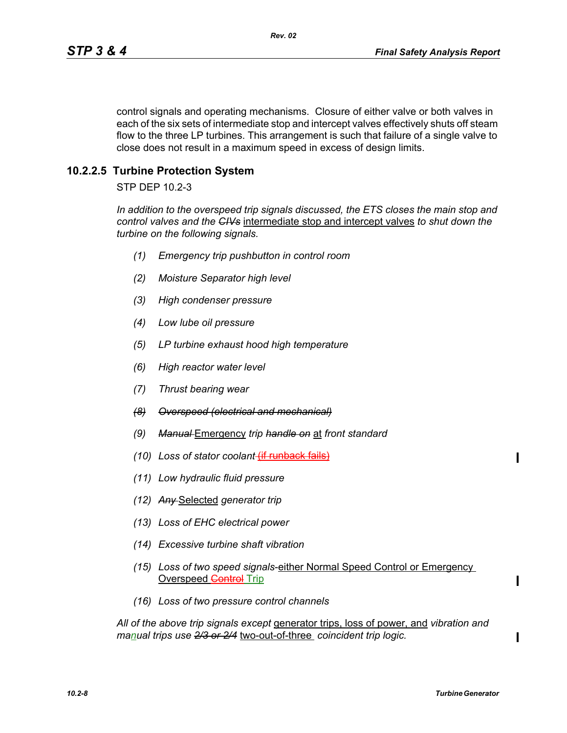control signals and operating mechanisms. Closure of either valve or both valves in each of the six sets of intermediate stop and intercept valves effectively shuts off steam flow to the three LP turbines. This arrangement is such that failure of a single valve to close does not result in a maximum speed in excess of design limits.

### 10.2.2.5 Turbine Protection System

STP DEP 10.2-3

*In addition to the overspeed trip signals discussed, the ETS closes the main stop and control valves and the ~~CIVs~~* intermediate stop and intercept valves *to shut down the turbine on the following signals.*

*(1) Emergency trip pushbutton in control room*

*(2) Moisture Separator high level*

*(3) High condenser pressure*

*(4) Low lube oil pressure*

*(5) LP turbine exhaust hood high temperature*

*(6) High reactor water level*

*(7) Thrust bearing wear*

*~~(8) Overspeed (electrical and mechanical)~~*

*(9) ~~Manual~~* Emergency *trip ~~handle on~~* at *front standard*

*(10) Loss of stator coolant* ~~(if runback fails)~~

*(11) Low hydraulic fluid pressure*

*(12) ~~Any~~* Selected *generator trip*

*(13) Loss of EHC electrical power*

*(14) Excessive turbine shaft vibration*

*(15) Loss of two speed signals*-either Normal Speed Control or Emergency Overspeed ~~Control~~ Trip

*(16) Loss of two pressure control channels*

*All of the above trip signals except* generator trips, loss of power, and *vibration and manual trips use ~~2/3 or 2/4~~* two-out-of-three *coincident trip logic.*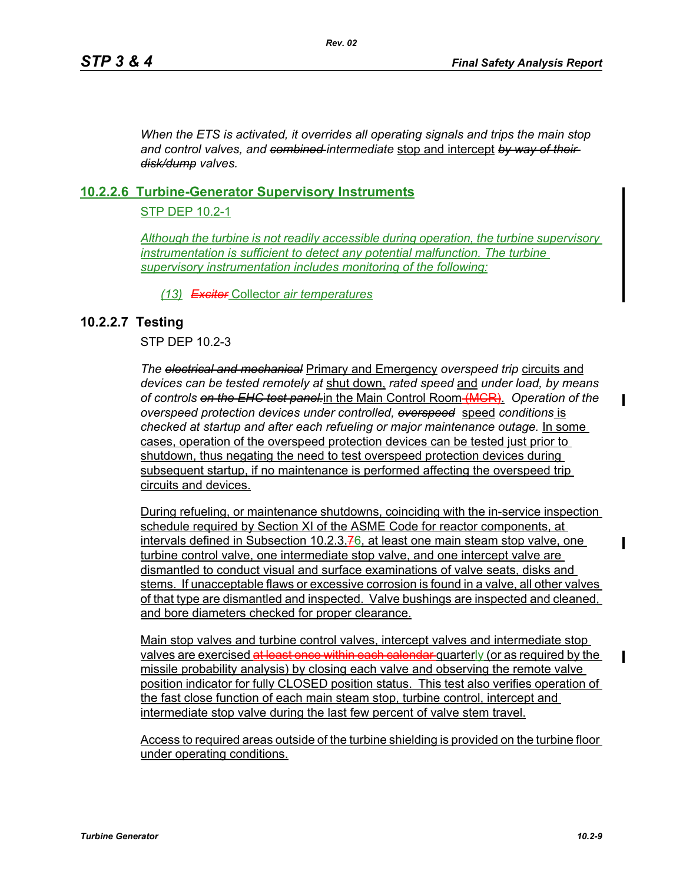*When the ETS is activated, it overrides all operating signals and trips the main stop and control valves, and ~~combined~~ intermediate* stop and intercept *~~by way of their disk/dump~~ valves.*

### 10.2.2.6 Turbine-Generator Supervisory Instruments

STP DEP 10.2-1

*Although the turbine is not readily accessible during operation, the turbine supervisory instrumentation is sufficient to detect any potential malfunction. The turbine supervisory instrumentation includes monitoring of the following:*

*(13)* *~~Exciter~~* Collector *air temperatures*

### 10.2.2.7 Testing

STP DEP 10.2-3

*The ~~electrical and mechanical~~* Primary and Emergency *overspeed trip* circuits and devices *can be tested remotely at* shut down, *rated speed* and *under load, by means of controls ~~on the EHC test panel.~~* in the Main Control Room ~~(MCR)~~. *Operation of the overspeed protection devices under controlled, ~~overspeed~~* speed *conditions* is *checked at startup and after each refueling or major maintenance outage.* In some cases, operation of the overspeed protection devices can be tested just prior to shutdown, thus negating the need to test overspeed protection devices during subsequent startup, if no maintenance is performed affecting the overspeed trip circuits and devices.

During refueling, or maintenance shutdowns, coinciding with the in-service inspection schedule required by Section XI of the ASME Code for reactor components, at intervals defined in Subsection 10.2.3.~~7~~6, at least one main steam stop valve, one turbine control valve, one intermediate stop valve, and one intercept valve are dismantled to conduct visual and surface examinations of valve seats, disks and stems. If unacceptable flaws or excessive corrosion is found in a valve, all other valves of that type are dismantled and inspected. Valve bushings are inspected and cleaned, and bore diameters checked for proper clearance.

Main stop valves and turbine control valves, intercept valves and intermediate stop valves are exercised ~~at least once within each calendar~~ quarterly (or as required by the missile probability analysis) by closing each valve and observing the remote valve position indicator for fully CLOSED position status. This test also verifies operation of the fast close function of each main steam stop, turbine control, intercept and intermediate stop valve during the last few percent of valve stem travel.

Access to required areas outside of the turbine shielding is provided on the turbine floor under operating conditions.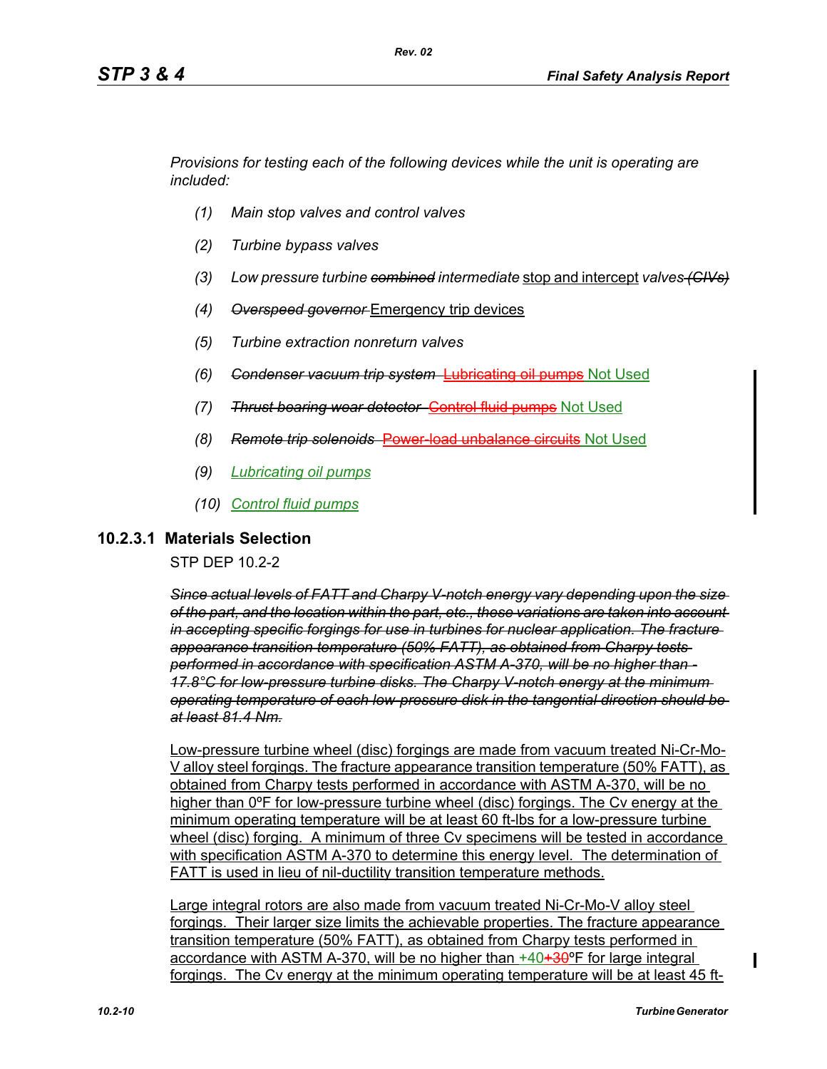*Provisions for testing each of the following devices while the unit is operating are included:*

- *(1) Main stop valves and control valves*
- *(2) Turbine bypass valves*
- *(3) Low pressure turbine ~~combined~~ intermediate* stop and intercept *valves ~~(CIVs)~~*
- *(4) ~~Overspeed governor~~* Emergency trip devices
- *(5) Turbine extraction nonreturn valves*
- *(6) ~~Condenser vacuum trip system~~* ~~Lubricating oil pumps~~ Not Used
- *(7) ~~Thrust bearing wear detector~~* ~~Control fluid pumps~~ Not Used
- *(8) ~~Remote trip solenoids~~* ~~Power-load unbalance circuits~~ Not Used
- *(9) Lubricating oil pumps*
- *(10) Control fluid pumps*

### 10.2.3.1 Materials Selection

STP DEP 10.2-2

*~~Since actual levels of FATT and Charpy V-notch energy vary depending upon the size of the part, and the location within the part, etc., these variations are taken into account in accepting specific forgings for use in turbines for nuclear application. The fracture appearance transition temperature (50% FATT), as obtained from Charpy tests performed in accordance with specification ASTM A-370, will be no higher than -17.8°C for low-pressure turbine disks. The Charpy V-notch energy at the minimum operating temperature of each low-pressure disk in the tangential direction should be at least 81.4 Nm.~~*

Low-pressure turbine wheel (disc) forgings are made from vacuum treated Ni-Cr-Mo-V alloy steel forgings. The fracture appearance transition temperature (50% FATT), as obtained from Charpy tests performed in accordance with ASTM A-370, will be no higher than 0ºF for low-pressure turbine wheel (disc) forgings. The Cv energy at the minimum operating temperature will be at least 60 ft-lbs for a low-pressure turbine wheel (disc) forging. A minimum of three Cv specimens will be tested in accordance with specification ASTM A-370 to determine this energy level. The determination of FATT is used in lieu of nil-ductility transition temperature methods.

Large integral rotors are also made from vacuum treated Ni-Cr-Mo-V alloy steel forgings. Their larger size limits the achievable properties. The fracture appearance transition temperature (50% FATT), as obtained from Charpy tests performed in accordance with ASTM A-370, will be no higher than +40~~+30~~ºF for large integral forgings. The Cv energy at the minimum operating temperature will be at least 45 ft-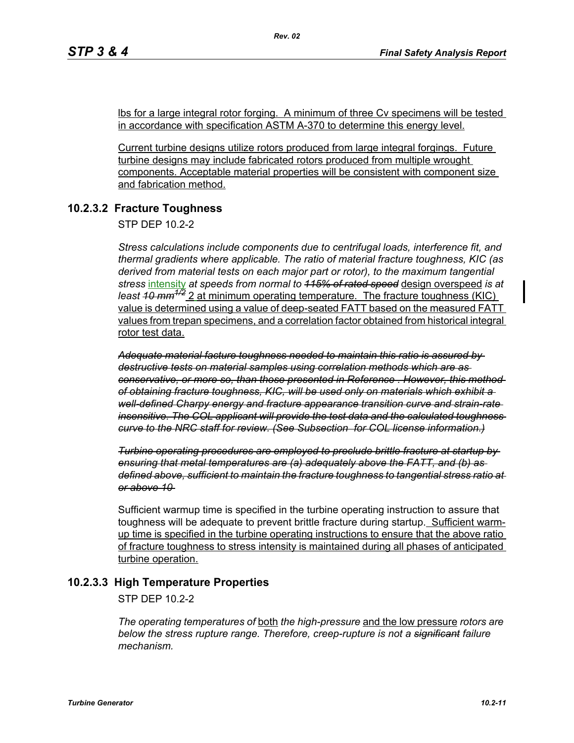lbs for a large integral rotor forging. A minimum of three Cv specimens will be tested in accordance with specification ASTM A-370 to determine this energy level.

Current turbine designs utilize rotors produced from large integral forgings. Future turbine designs may include fabricated rotors produced from multiple wrought components. Acceptable material properties will be consistent with component size and fabrication method.

### 10.2.3.2 Fracture Toughness

STP DEP 10.2-2

*Stress calculations include components due to centrifugal loads, interference fit, and thermal gradients where applicable. The ratio of material fracture toughness, KIC (as derived from material tests on each major part or rotor), to the maximum tangential stress* intensity *at speeds from normal to ~~115% of rated speed~~* design overspeed *is at least ~~10 mm$^{1/2}$~~* 2 at minimum operating temperature. The fracture toughness (KIC) value is determined using a value of deep-seated FATT based on the measured FATT values from trepan specimens, and a correlation factor obtained from historical integral rotor test data.

~~*Adequate material facture toughness needed to maintain this ratio is assured by destructive tests on material samples using correlation methods which are as conservative, or more so, than those presented in Reference . However, this method of obtaining fracture toughness, KIC, will be used only on materials which exhibit a well-defined Charpy energy and fracture appearance transition curve and strain-rate insensitive. The COL applicant will provide the test data and the calculated toughness curve to the NRC staff for review. (See Subsection for COL license information.)*~~

~~*Turbine operating procedures are employed to preclude brittle fracture at startup by ensuring that metal temperatures are (a) adequately above the FATT, and (b) as defined above, sufficient to maintain the fracture toughness to tangential stress ratio at or above 10*~~

Sufficient warmup time is specified in the turbine operating instruction to assure that toughness will be adequate to prevent brittle fracture during startup. Sufficient warm-up time is specified in the turbine operating instructions to ensure that the above ratio of fracture toughness to stress intensity is maintained during all phases of anticipated turbine operation.

### 10.2.3.3 High Temperature Properties

STP DEP 10.2-2

*The operating temperatures of* both *the high-pressure* and the low pressure *rotors are below the stress rupture range. Therefore, creep-rupture is not a ~~significant~~ failure mechanism.*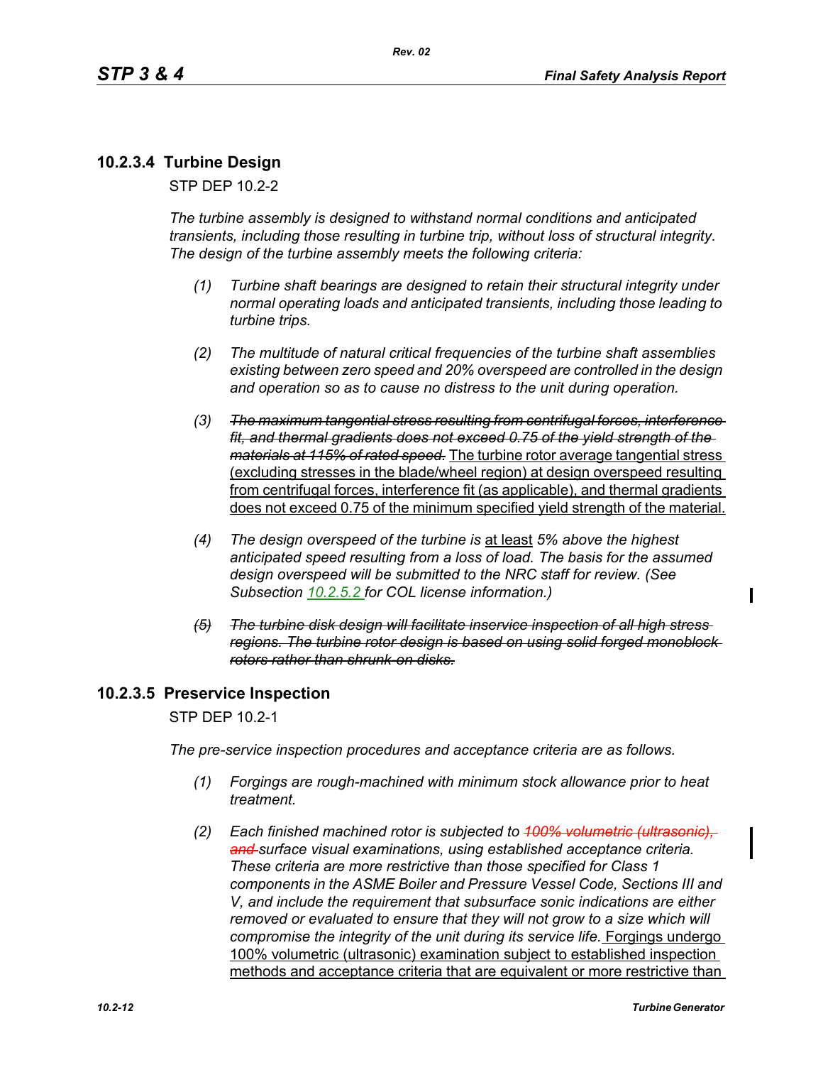### 10.2.3.4 Turbine Design

STP DEP 10.2-2

*The turbine assembly is designed to withstand normal conditions and anticipated transients, including those resulting in turbine trip, without loss of structural integrity. The design of the turbine assembly meets the following criteria:*

*(1) Turbine shaft bearings are designed to retain their structural integrity under normal operating loads and anticipated transients, including those leading to turbine trips.*

*(2) The multitude of natural critical frequencies of the turbine shaft assemblies existing between zero speed and 20% overspeed are controlled in the design and operation so as to cause no distress to the unit during operation.*

*(3)* ~~*The maximum tangential stress resulting from centrifugal forces, interference fit, and thermal gradients does not exceed 0.75 of the yield strength of the materials at 115% of rated speed.*~~ The turbine rotor average tangential stress (excluding stresses in the blade/wheel region) at design overspeed resulting from centrifugal forces, interference fit (as applicable), and thermal gradients does not exceed 0.75 of the minimum specified yield strength of the material.

*(4) The design overspeed of the turbine is* at least *5% above the highest anticipated speed resulting from a loss of load. The basis for the assumed design overspeed will be submitted to the NRC staff for review. (See Subsection 10.2.5.2 for COL license information.)*

~~*(5) The turbine disk design will facilitate inservice inspection of all high stress regions. The turbine rotor design is based on using solid forged monoblock rotors rather than shrunk-on disks.*~~

### 10.2.3.5 Preservice Inspection

STP DEP 10.2-1

*The pre-service inspection procedures and acceptance criteria are as follows.*

*(1) Forgings are rough-machined with minimum stock allowance prior to heat treatment.*

*(2) Each finished machined rotor is subjected to* ~~*100% volumetric (ultrasonic), and*~~ *surface visual examinations, using established acceptance criteria. These criteria are more restrictive than those specified for Class 1 components in the ASME Boiler and Pressure Vessel Code, Sections III and V, and include the requirement that subsurface sonic indications are either removed or evaluated to ensure that they will not grow to a size which will compromise the integrity of the unit during its service life.* Forgings undergo 100% volumetric (ultrasonic) examination subject to established inspection methods and acceptance criteria that are equivalent or more restrictive than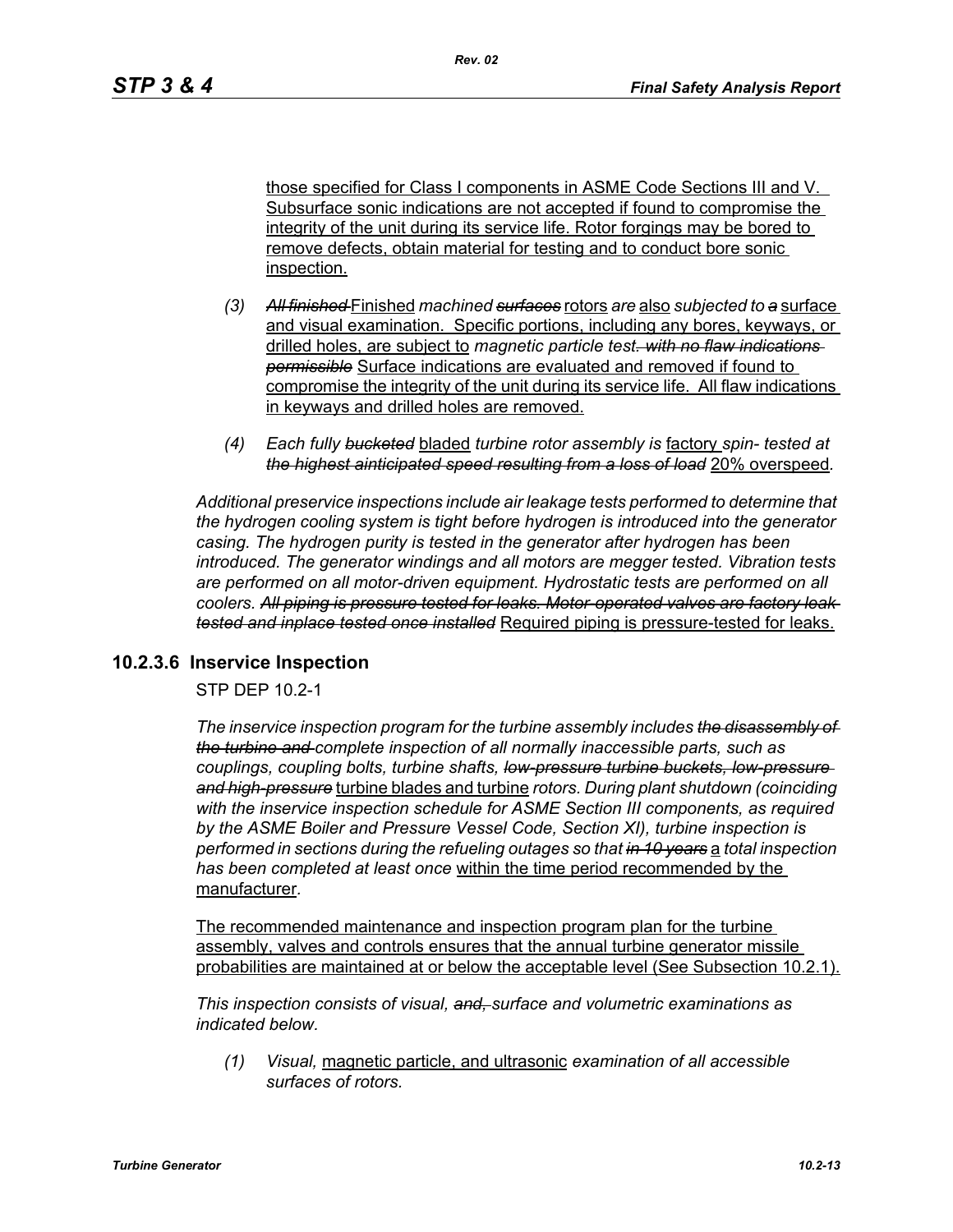those specified for Class I components in ASME Code Sections III and V. Subsurface sonic indications are not accepted if found to compromise the integrity of the unit during its service life. Rotor forgings may be bored to remove defects, obtain material for testing and to conduct bore sonic inspection.

(3) ~~*All finished*~~ Finished *machined* ~~*surfaces*~~ rotors *are* also *subjected to* ~~*a*~~ surface and visual examination. Specific portions, including any bores, keyways, or drilled holes, are subject to *magnetic particle test*~~*. with no flaw indications permissible*~~ Surface indications are evaluated and removed if found to compromise the integrity of the unit during its service life. All flaw indications in keyways and drilled holes are removed.

(4) *Each fully* ~~*bucketed*~~ bladed *turbine rotor assembly is* factory *spin- tested at* ~~*the highest ainticipated speed resulting from a loss of load*~~ 20% overspeed.

*Additional preservice inspections include air leakage tests performed to determine that the hydrogen cooling system is tight before hydrogen is introduced into the generator casing. The hydrogen purity is tested in the generator after hydrogen has been introduced. The generator windings and all motors are megger tested. Vibration tests are performed on all motor-driven equipment. Hydrostatic tests are performed on all coolers.* ~~*All piping is pressure tested for leaks. Motor-operated valves are factory leak-tested and inplace tested once installed*~~ Required piping is pressure-tested for leaks.

### 10.2.3.6 Inservice Inspection

STP DEP 10.2-1

*The inservice inspection program for the turbine assembly includes* ~~*the disassembly of the turbine and*~~ *complete inspection of all normally inaccessible parts, such as couplings, coupling bolts, turbine shafts,* ~~*low-pressure turbine buckets, low-pressure and high-pressure*~~ turbine blades and turbine *rotors. During plant shutdown (coinciding with the inservice inspection schedule for ASME Section III components, as required by the ASME Boiler and Pressure Vessel Code, Section XI), turbine inspection is performed in sections during the refueling outages so that* ~~*in 10 years*~~ a *total inspection has been completed at least once* within the time period recommended by the manufacturer.

The recommended maintenance and inspection program plan for the turbine assembly, valves and controls ensures that the annual turbine generator missile probabilities are maintained at or below the acceptable level (See Subsection 10.2.1).

*This inspection consists of visual,* ~~*and,*~~ *surface and volumetric examinations as indicated below.*

(1) *Visual,* magnetic particle, and ultrasonic *examination of all accessible surfaces of rotors.*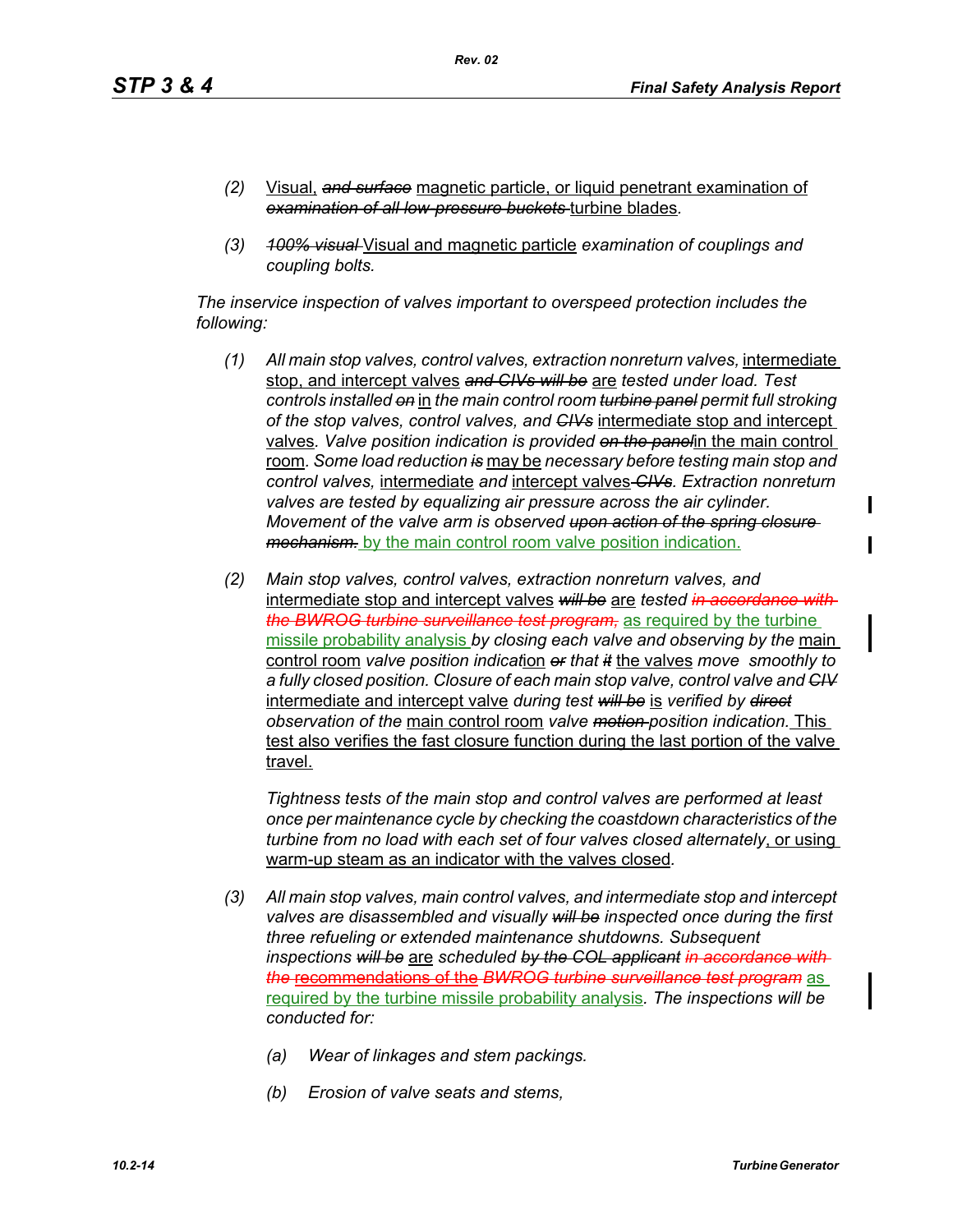(2) Visual, ~~and surface~~ magnetic particle, or liquid penetrant examination of ~~examination of all low-pressure buckets~~ turbine blades.

(3) ~~100% visual~~ Visual and magnetic particle *examination of couplings and coupling bolts.*

*The inservice inspection of valves important to overspeed protection includes the following:*

(1) *All main stop valves, control valves, extraction nonreturn valves,* intermediate stop, and intercept valves ~~and CIVs will be~~ are *tested under load. Test controls installed* ~~on~~ in *the main control room* ~~turbine panel~~ *permit full stroking of the stop valves, control valves, and* ~~CIVs~~ intermediate stop and intercept valves. *Valve position indication is provided* ~~on the panel~~ in the main control room. *Some load reduction* ~~is~~ may be *necessary before testing main stop and control valves,* intermediate *and* intercept valves ~~CIVs~~. *Extraction nonreturn valves are tested by equalizing air pressure across the air cylinder. Movement of the valve arm is observed* ~~upon action of the spring closure mechanism.~~ by the main control room valve position indication.

(2) *Main stop valves, control valves, extraction nonreturn valves, and* intermediate stop and intercept valves ~~will be~~ are *tested* ~~in accordance with the BWROG turbine surveillance test program,~~ as required by the turbine missile probability analysis *by closing each valve and observing by the* main control room *valve position indicat*ion ~~or~~ *that* ~~it~~ the valves *move smoothly to a fully closed position. Closure of each main stop valve, control valve and* ~~CIV~~ intermediate and intercept valve *during test* ~~will be~~ is *verified by* ~~direct~~ *observation of the* main control room *valve* ~~motion~~ *position indication.* This test also verifies the fast closure function during the last portion of the valve travel.

*Tightness tests of the main stop and control valves are performed at least once per maintenance cycle by checking the coastdown characteristics of the turbine from no load with each set of four valves closed alternately*, or using warm-up steam as an indicator with the valves closed.

(3) *All main stop valves, main control valves, and intermediate stop and intercept valves are disassembled and visually* ~~will be~~ *inspected once during the first three refueling or extended maintenance shutdowns. Subsequent inspections* ~~will be~~ are *scheduled* ~~by the COL applicant~~ ~~in accordance with the~~ ~~recommendations of the~~ ~~BWROG turbine surveillance test program~~ as required by the turbine missile probability analysis. *The inspections will be conducted for:*

*(a) Wear of linkages and stem packings.*

*(b) Erosion of valve seats and stems,*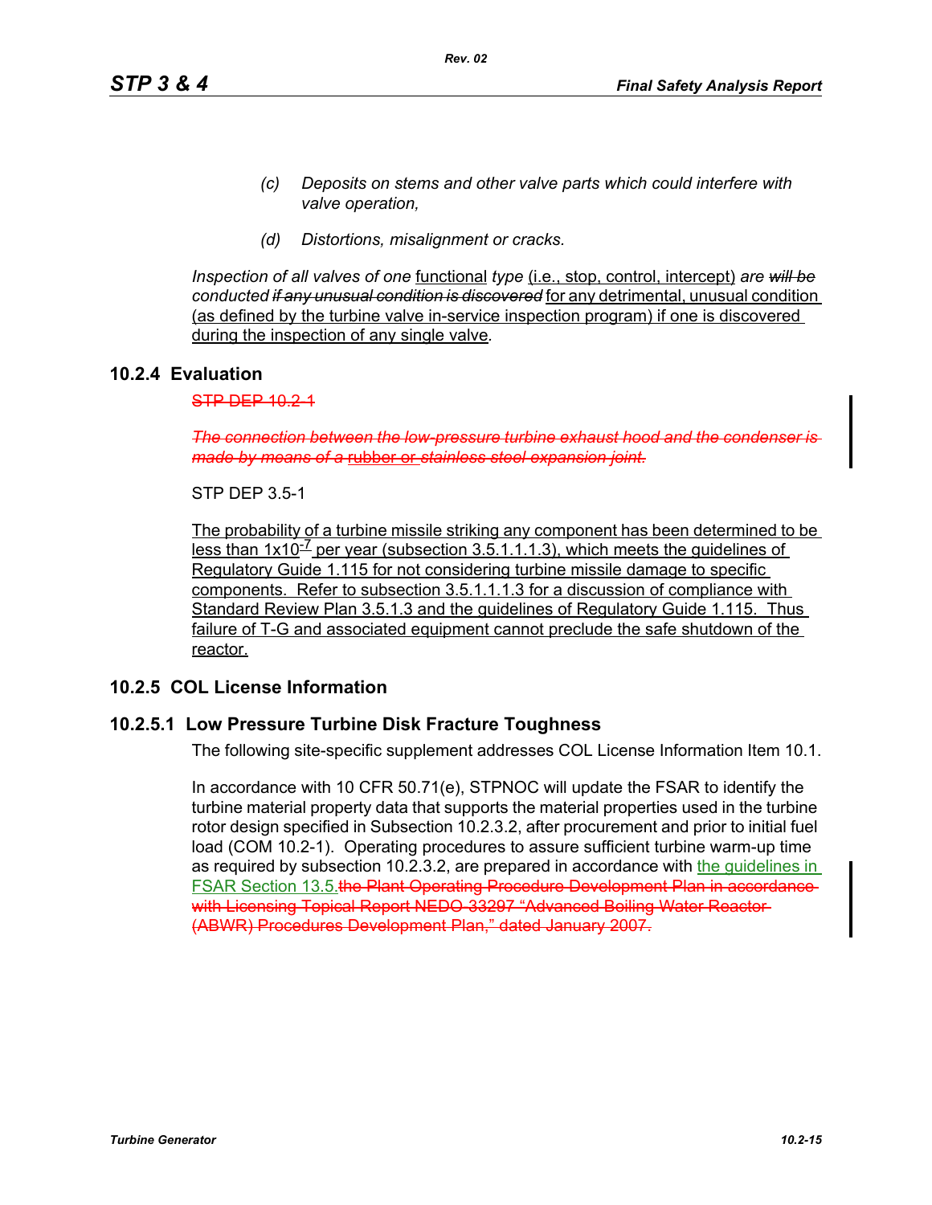*(c) Deposits on stems and other valve parts which could interfere with valve operation,*

*(d) Distortions, misalignment or cracks.*

*Inspection of all valves of one* functional *type* (i.e., stop, control, intercept) *are ~~will be~~ conducted ~~if any unusual condition is discovered~~* for any detrimental, unusual condition (as defined by the turbine valve in-service inspection program) if one is discovered during the inspection of any single valve.

## 10.2.4 Evaluation

~~STP DEP 10.2-1~~

~~*The connection between the low-pressure turbine exhaust hood and the condenser is made by means of a* rubber or *stainless steel expansion joint.*~~

STP DEP 3.5-1

The probability of a turbine missile striking any component has been determined to be less than $1x10^{-7}$ per year (subsection 3.5.1.1.1.3), which meets the guidelines of Regulatory Guide 1.115 for not considering turbine missile damage to specific components. Refer to subsection 3.5.1.1.1.3 for a discussion of compliance with Standard Review Plan 3.5.1.3 and the guidelines of Regulatory Guide 1.115. Thus failure of T-G and associated equipment cannot preclude the safe shutdown of the reactor.

## 10.2.5 COL License Information

### 10.2.5.1 Low Pressure Turbine Disk Fracture Toughness

The following site-specific supplement addresses COL License Information Item 10.1.

In accordance with 10 CFR 50.71(e), STPNOC will update the FSAR to identify the turbine material property data that supports the material properties used in the turbine rotor design specified in Subsection 10.2.3.2, after procurement and prior to initial fuel load (COM 10.2-1). Operating procedures to assure sufficient turbine warm-up time as required by subsection 10.2.3.2, are prepared in accordance with the guidelines in FSAR Section 13.5.~~the Plant Operating Procedure Development Plan in accordance with Licensing Topical Report NEDO-33297 "Advanced Boiling Water Reactor (ABWR) Procedures Development Plan," dated January 2007.~~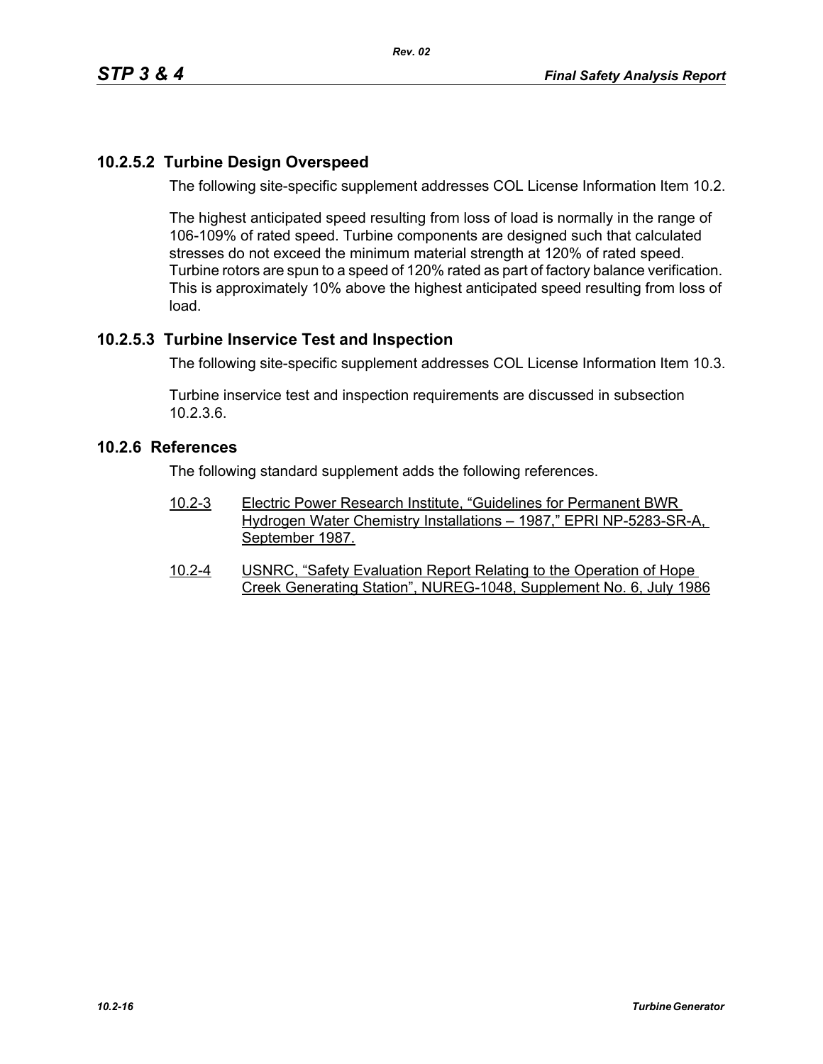### 10.2.5.2 Turbine Design Overspeed

The following site-specific supplement addresses COL License Information Item 10.2.

The highest anticipated speed resulting from loss of load is normally in the range of 106-109% of rated speed. Turbine components are designed such that calculated stresses do not exceed the minimum material strength at 120% of rated speed. Turbine rotors are spun to a speed of 120% rated as part of factory balance verification. This is approximately 10% above the highest anticipated speed resulting from loss of load.

### 10.2.5.3 Turbine Inservice Test and Inspection

The following site-specific supplement addresses COL License Information Item 10.3.

Turbine inservice test and inspection requirements are discussed in subsection 10.2.3.6.

## 10.2.6 References

The following standard supplement adds the following references.

10.2-3 Electric Power Research Institute, "Guidelines for Permanent BWR Hydrogen Water Chemistry Installations – 1987," EPRI NP-5283-SR-A, September 1987.

10.2-4 USNRC, "Safety Evaluation Report Relating to the Operation of Hope Creek Generating Station", NUREG-1048, Supplement No. 6, July 1986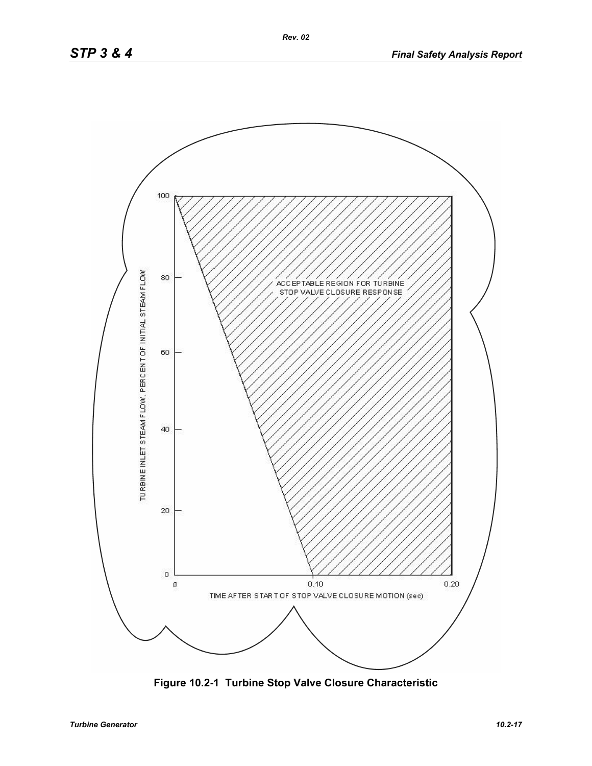TURBINE INLET STEAM FLOW, PERCENT OF INITIAL STEAM FLOW

100

80

60

40

20

0

ACCEPTABLE REGION FOR TURBINE STOP VALVE CLOSURE RESPONSE

0 0.10 0.20

TIME AFTER START OF STOP VALVE CLOSURE MOTION (sec)

**Figure 10.2-1 Turbine Stop Valve Closure Characteristic**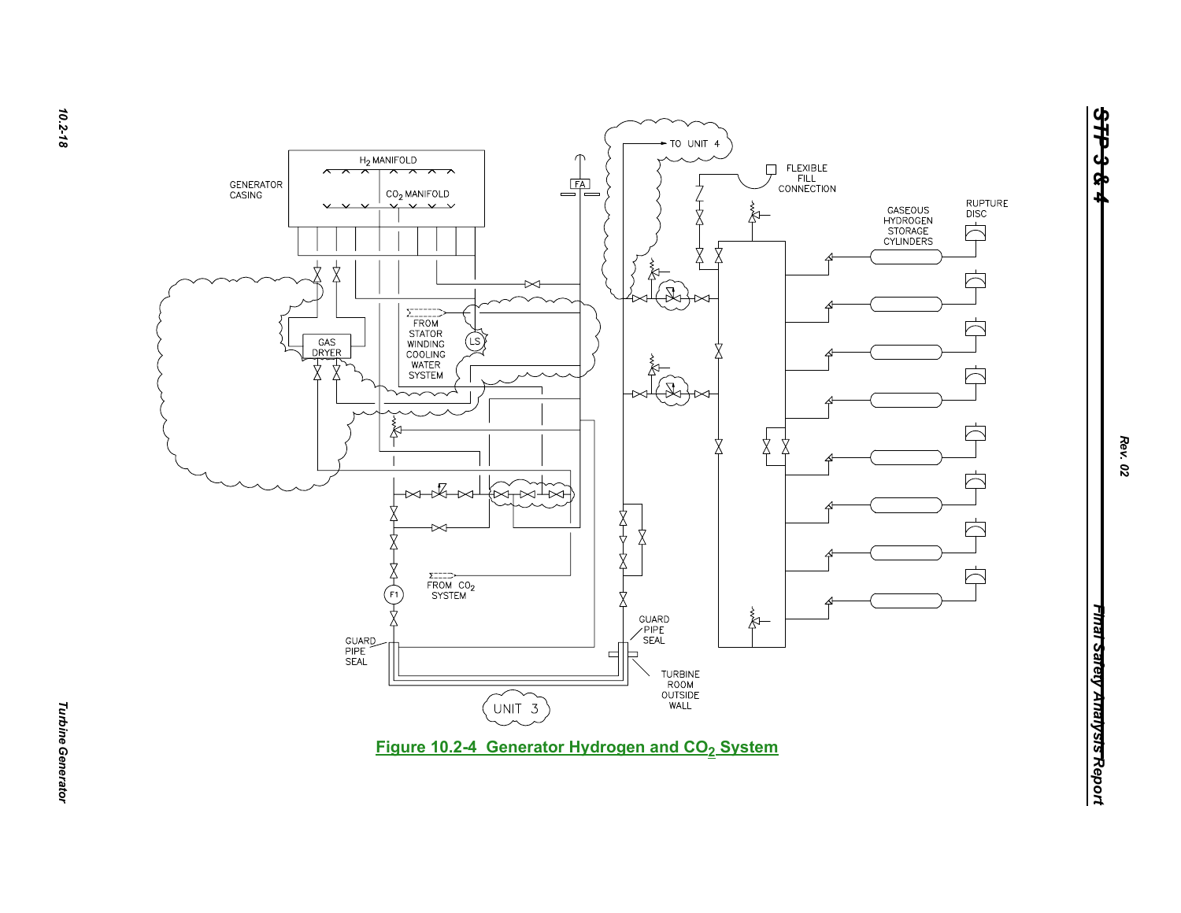H$_2$ MANIFOLD

GENERATOR CASING

CO$_2$ MANIFOLD

FA

TO UNIT 4

FLEXIBLE FILL CONNECTION

GASEOUS HYDROGEN STORAGE CYLINDERS

RUPTURE DISC

GAS DRYER

FROM STATOR WINDING COOLING WATER SYSTEM

LS

FROM CO$_2$ SYSTEM

F1

GUARD PIPE SEAL

GUARD PIPE SEAL

TURBINE ROOM OUTSIDE WALL

UNIT 3

Figure 10.2-4 Generator Hydrogen and CO$_2$ System